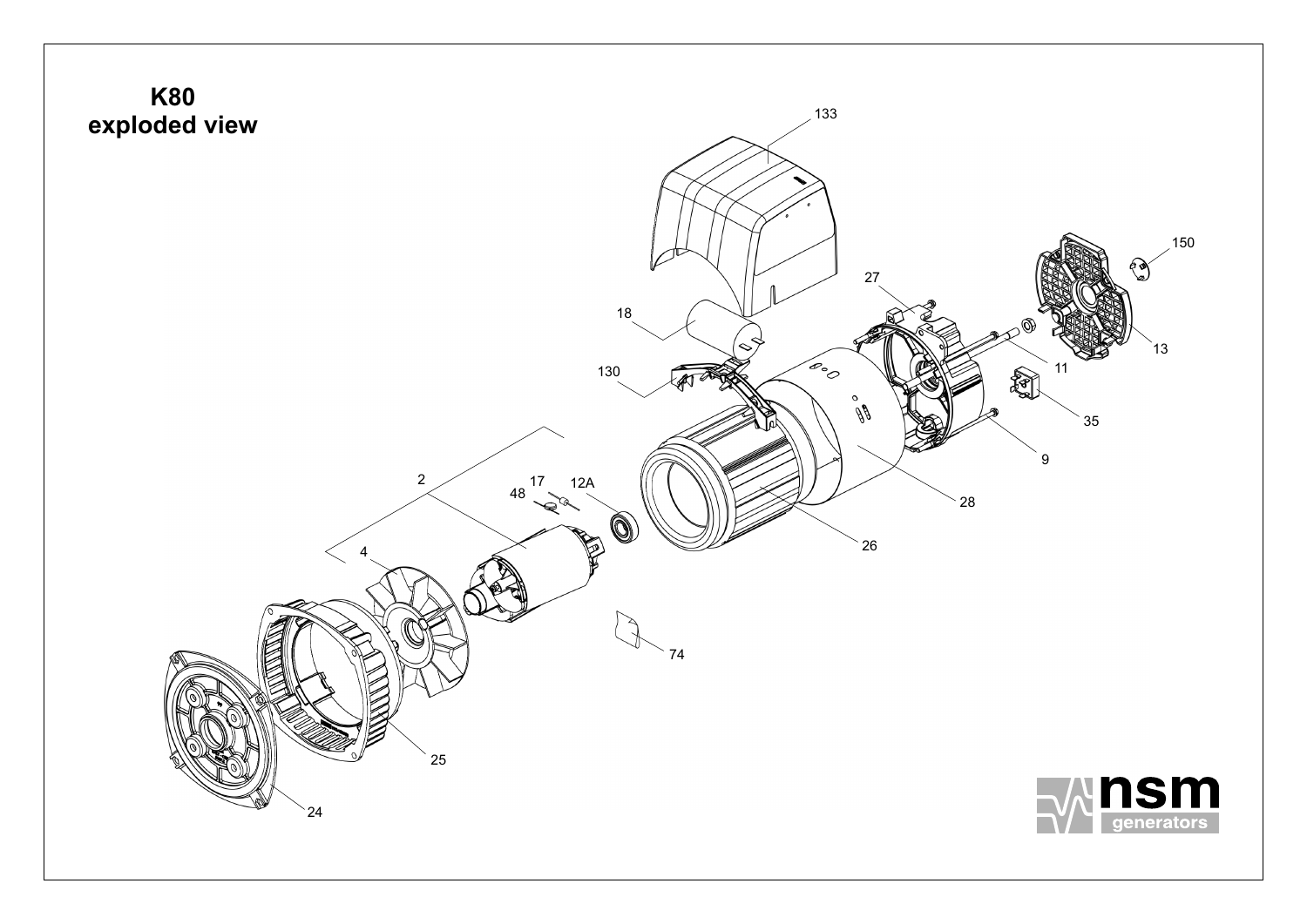# K80 exploded view

133

150

27

18

13

11

130

35

9

2

17

12A

48

28

26

4

74

25

24

nsm generators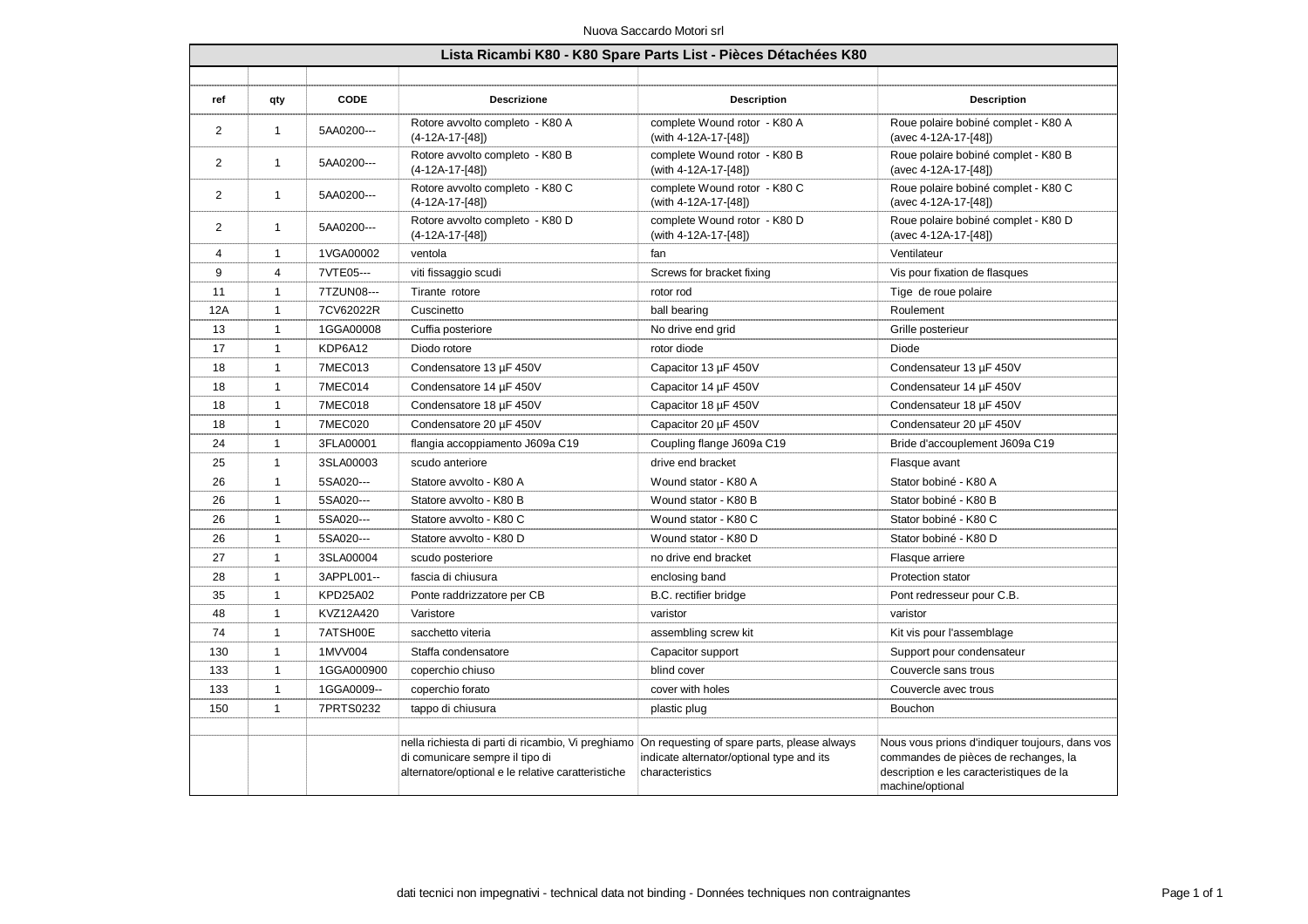Nuova Saccardo Motori srl

| Lista Ricambi K80 - K80 Spare Parts List - Pièces Détachées K80 | | | | | |
|---|---|---|---|---|---|
| ref | qty | CODE | Descrizione | Description | Description |
| 2 | 1 | 5AA0200--- | Rotore avvolto completo - K80 A (4-12A-17-[48]) | complete Wound rotor - K80 A (with 4-12A-17-[48]) | Roue polaire bobiné complet - K80 A (avec 4-12A-17-[48]) |
| 2 | 1 | 5AA0200--- | Rotore avvolto completo - K80 B (4-12A-17-[48]) | complete Wound rotor - K80 B (with 4-12A-17-[48]) | Roue polaire bobiné complet - K80 B (avec 4-12A-17-[48]) |
| 2 | 1 | 5AA0200--- | Rotore avvolto completo - K80 C (4-12A-17-[48]) | complete Wound rotor - K80 C (with 4-12A-17-[48]) | Roue polaire bobiné complet - K80 C (avec 4-12A-17-[48]) |
| 2 | 1 | 5AA0200--- | Rotore avvolto completo - K80 D (4-12A-17-[48]) | complete Wound rotor - K80 D (with 4-12A-17-[48]) | Roue polaire bobiné complet - K80 D (avec 4-12A-17-[48]) |
| 4 | 1 | 1VGA00002 | ventola | fan | Ventilateur |
| 9 | 4 | 7VTE05--- | viti fissaggio scudi | Screws for bracket fixing | Vis pour fixation de flasques |
| 11 | 1 | 7TZUN08--- | Tirante rotore | rotor rod | Tige de roue polaire |
| 12A | 1 | 7CV62022R | Cuscinetto | ball bearing | Roulement |
| 13 | 1 | 1GGA00008 | Cuffia posteriore | No drive end grid | Grille posterieur |
| 17 | 1 | KDP6A12 | Diodo rotore | rotor diode | Diode |
| 18 | 1 | 7MEC013 | Condensatore 13 µF 450V | Capacitor 13 µF 450V | Condensateur 13 µF 450V |
| 18 | 1 | 7MEC014 | Condensatore 14 µF 450V | Capacitor 14 µF 450V | Condensateur 14 µF 450V |
| 18 | 1 | 7MEC018 | Condensatore 18 µF 450V | Capacitor 18 µF 450V | Condensateur 18 µF 450V |
| 18 | 1 | 7MEC020 | Condensatore 20 µF 450V | Capacitor 20 µF 450V | Condensateur 20 µF 450V |
| 24 | 1 | 3FLA00001 | flangia accoppiamento J609a C19 | Coupling flange J609a C19 | Bride d'accouplement J609a C19 |
| 25 | 1 | 3SLA00003 | scudo anteriore | drive end bracket | Flasque avant |
| 26 | 1 | 5SA020--- | Statore avvolto - K80 A | Wound stator - K80 A | Stator bobiné - K80 A |
| 26 | 1 | 5SA020--- | Statore avvolto - K80 B | Wound stator - K80 B | Stator bobiné - K80 B |
| 26 | 1 | 5SA020--- | Statore avvolto - K80 C | Wound stator - K80 C | Stator bobiné - K80 C |
| 26 | 1 | 5SA020--- | Statore avvolto - K80 D | Wound stator - K80 D | Stator bobiné - K80 D |
| 27 | 1 | 3SLA00004 | scudo posteriore | no drive end bracket | Flasque arriere |
| 28 | 1 | 3APPL001-- | fascia di chiusura | enclosing band | Protection stator |
| 35 | 1 | KPD25A02 | Ponte raddrizzatore per CB | B.C. rectifier bridge | Pont redresseur pour C.B. |
| 48 | 1 | KVZ12A420 | Varistore | varistor | varistor |
| 74 | 1 | 7ATSH00E | sacchetto viteria | assembling screw kit | Kit vis pour l'assemblage |
| 130 | 1 | 1MVV004 | Staffa condensatore | Capacitor support | Support pour condensateur |
| 133 | 1 | 1GGA000900 | coperchio chiuso | blind cover | Couvercle sans trous |
| 133 | 1 | 1GGA0009-- | coperchio forato | cover with holes | Couvercle avec trous |
| 150 | 1 | 7PRTS0232 | tappo di chiusura | plastic plug | Bouchon |
| | | | | | |
| | | | nella richiesta di parti di ricambio, Vi preghiamo di comunicare sempre il tipo di alternatore/optional e le relative caratteristiche | On requesting of spare parts, please always indicate alternator/optional type and its characteristics | Nous vous prions d'indiquer toujours, dans vos commandes de pièces de rechanges, la description e les caracteristiques de la machine/optional |

dati tecnici non impegnativi - technical data not binding - Données techniques non contraignantes